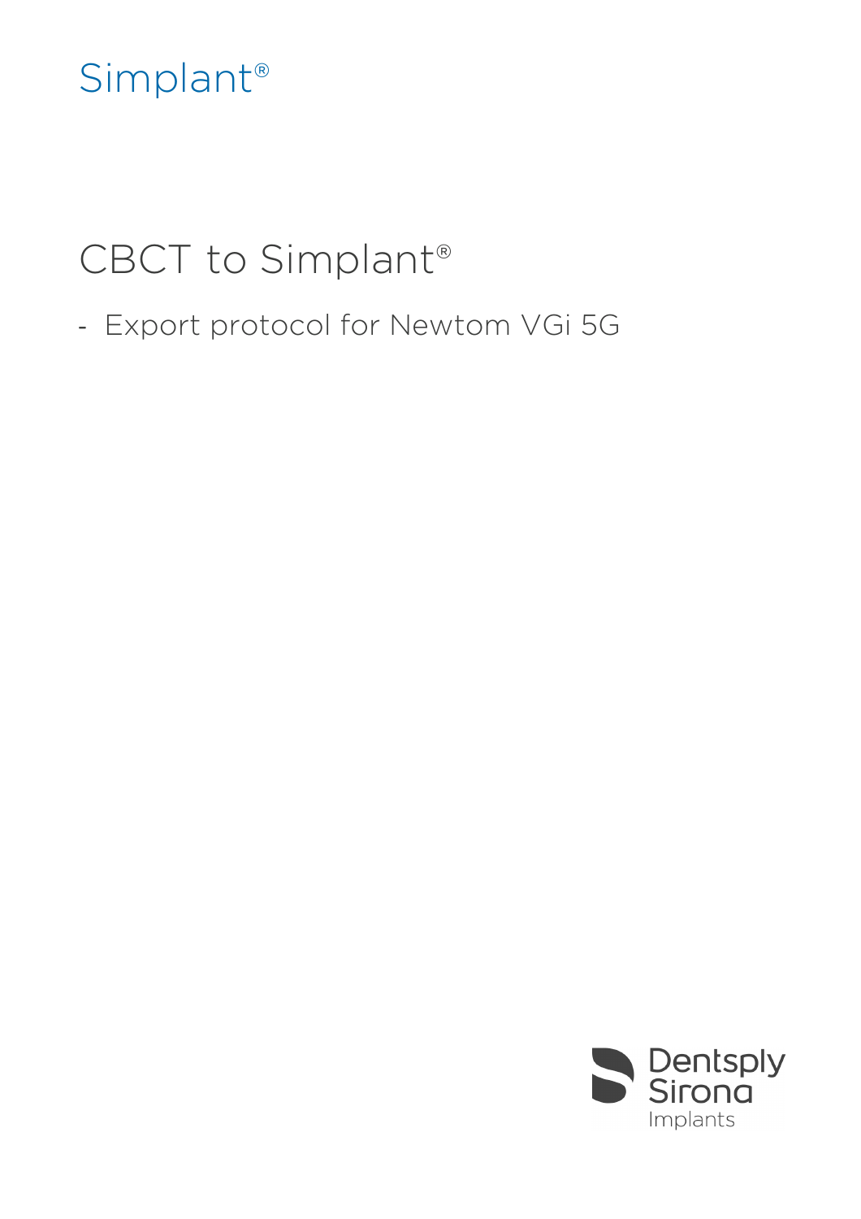Simplant®

# CBCT to Simplant®

- Export protocol for Newtom VGi 5G

Dentsply Sirona
Implants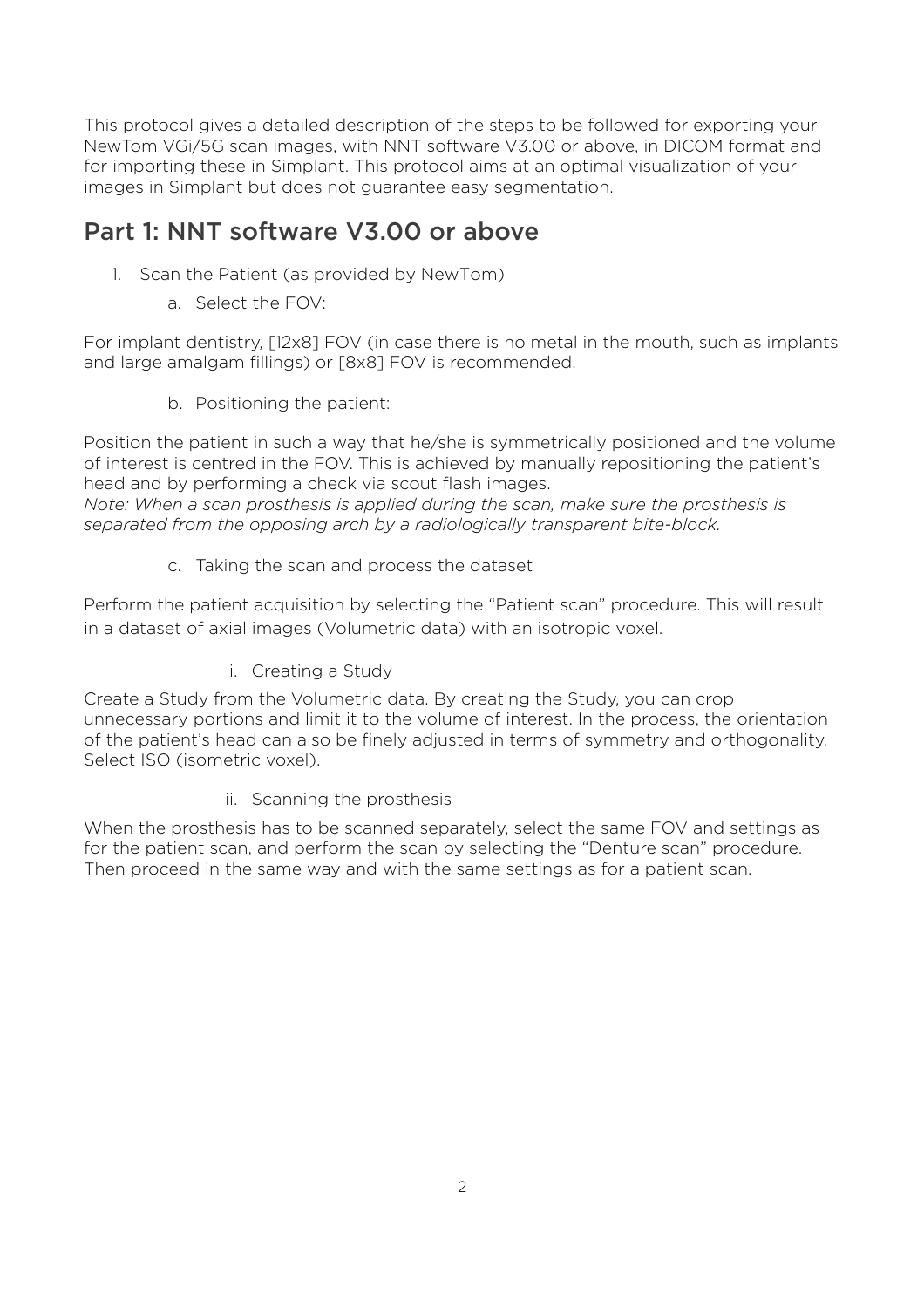This protocol gives a detailed description of the steps to be followed for exporting your NewTom VGi/5G scan images, with NNT software V3.00 or above, in DICOM format and for importing these in Simplant. This protocol aims at an optimal visualization of your images in Simplant but does not guarantee easy segmentation.

## Part 1: NNT software V3.00 or above

1. Scan the Patient (as provided by NewTom)

   a. Select the FOV:

For implant dentistry, [12x8] FOV (in case there is no metal in the mouth, such as implants and large amalgam fillings) or [8x8] FOV is recommended.

   b. Positioning the patient:

Position the patient in such a way that he/she is symmetrically positioned and the volume of interest is centred in the FOV. This is achieved by manually repositioning the patient's head and by performing a check via scout flash images.
*Note: When a scan prosthesis is applied during the scan, make sure the prosthesis is separated from the opposing arch by a radiologically transparent bite-block.*

   c. Taking the scan and process the dataset

Perform the patient acquisition by selecting the "Patient scan" procedure. This will result in a dataset of axial images (Volumetric data) with an isotropic voxel.

      i. Creating a Study

Create a Study from the Volumetric data. By creating the Study, you can crop unnecessary portions and limit it to the volume of interest. In the process, the orientation of the patient's head can also be finely adjusted in terms of symmetry and orthogonality. Select ISO (isometric voxel).

      ii. Scanning the prosthesis

When the prosthesis has to be scanned separately, select the same FOV and settings as for the patient scan, and perform the scan by selecting the "Denture scan" procedure. Then proceed in the same way and with the same settings as for a patient scan.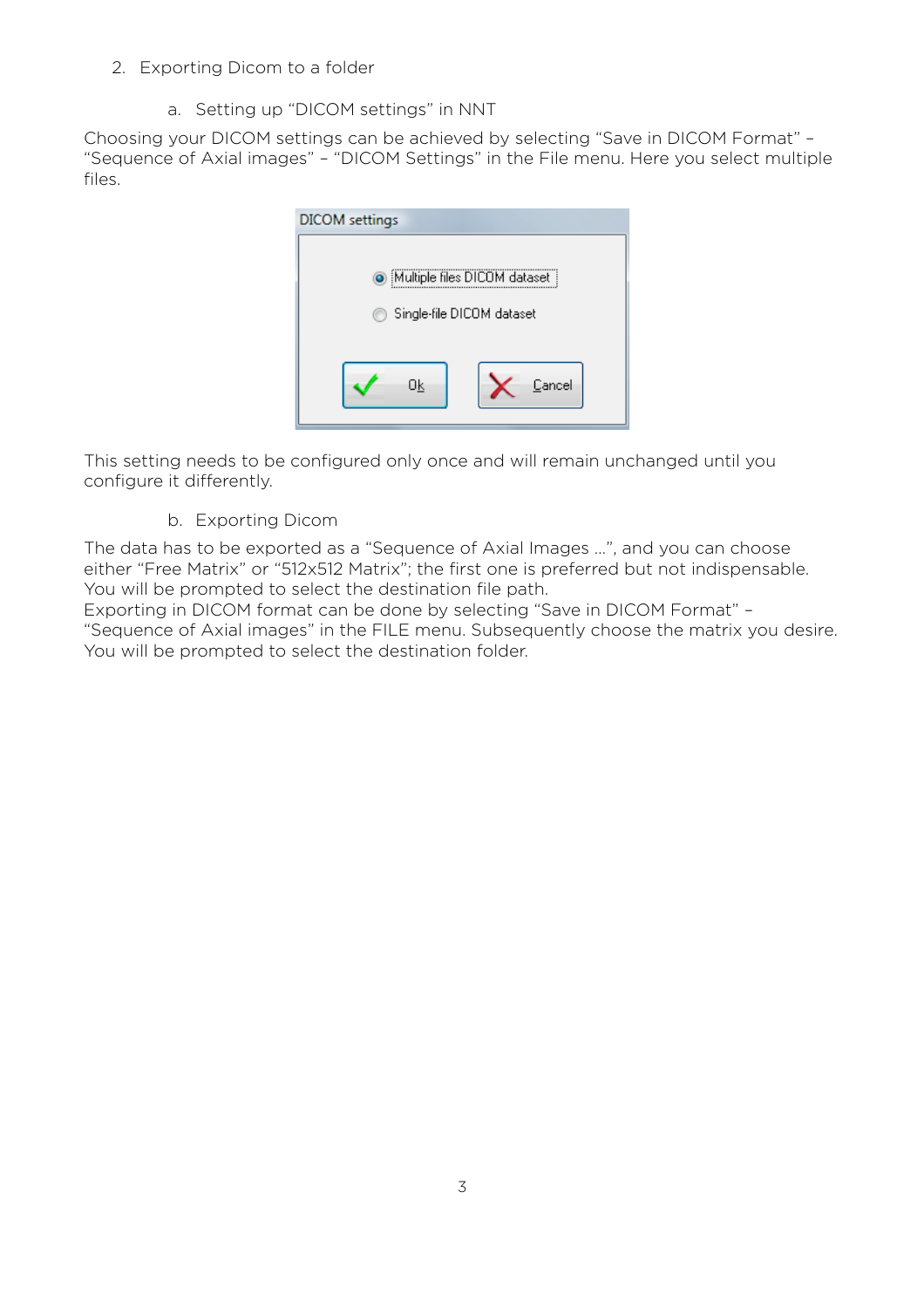2. Exporting Dicom to a folder

a. Setting up “DICOM settings” in NNT

Choosing your DICOM settings can be achieved by selecting “Save in DICOM Format” – “Sequence of Axial images” – “DICOM Settings” in the File menu. Here you select multiple files.

This setting needs to be configured only once and will remain unchanged until you configure it differently.

b. Exporting Dicom

The data has to be exported as a “Sequence of Axial Images ...”, and you can choose either “Free Matrix” or “512x512 Matrix”; the first one is preferred but not indispensable. You will be prompted to select the destination file path.
Exporting in DICOM format can be done by selecting “Save in DICOM Format” – “Sequence of Axial images” in the FILE menu. Subsequently choose the matrix you desire. You will be prompted to select the destination folder.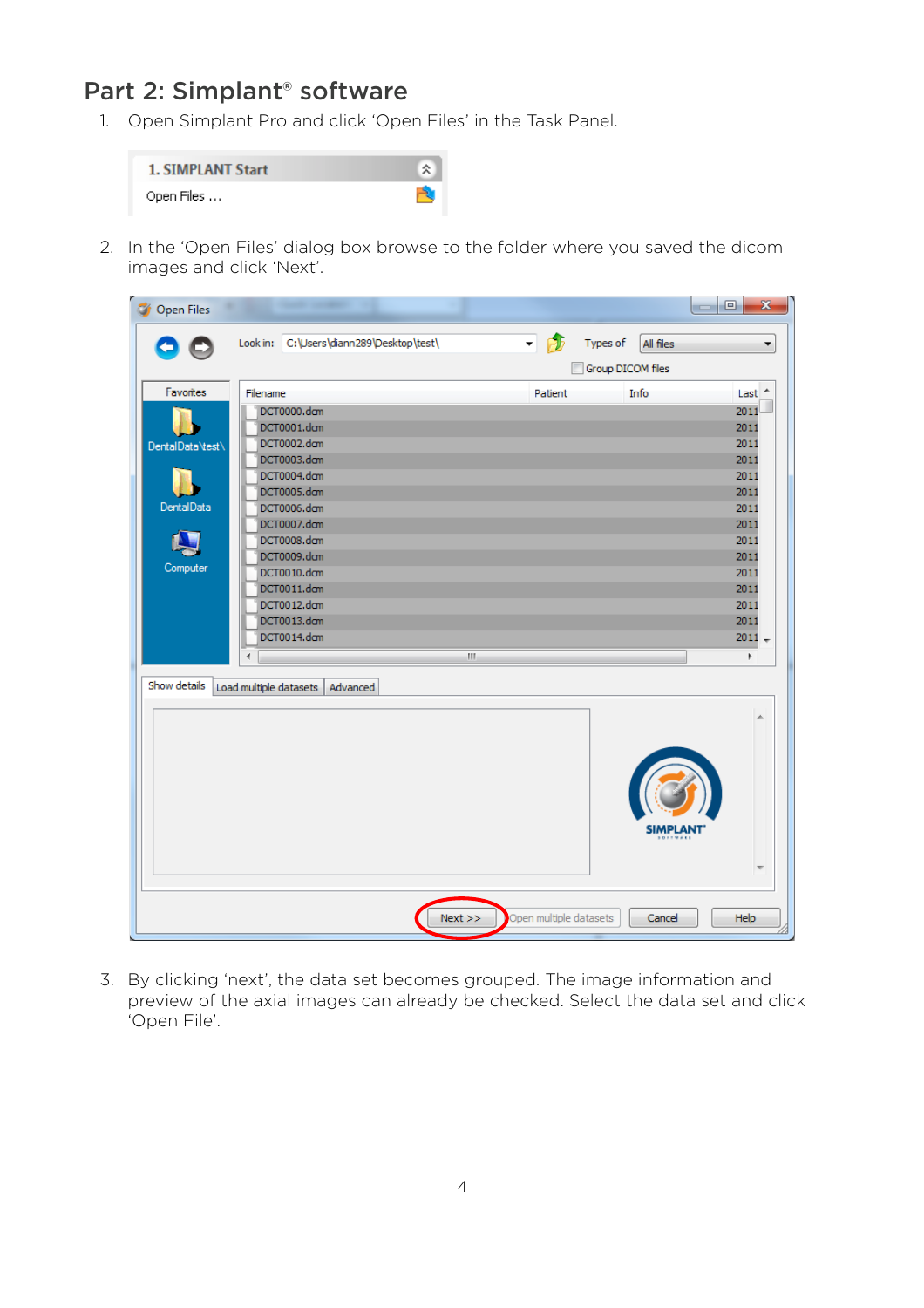## Part 2: Simplant® software

1. Open Simplant Pro and click 'Open Files' in the Task Panel.

2. In the 'Open Files' dialog box browse to the folder where you saved the dicom images and click 'Next'.

3. By clicking 'next', the data set becomes grouped. The image information and preview of the axial images can already be checked. Select the data set and click 'Open File'.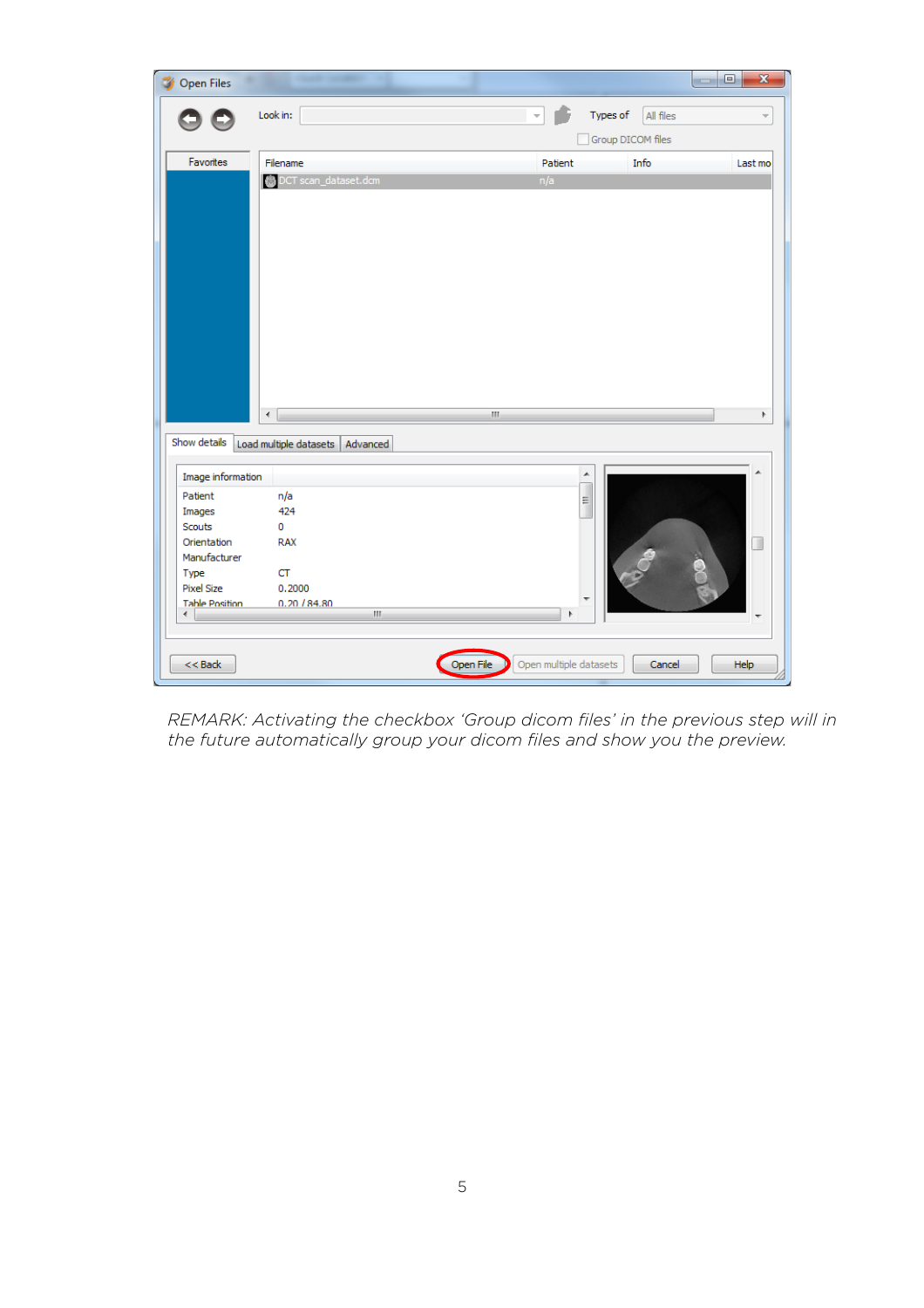*REMARK: Activating the checkbox 'Group dicom files' in the previous step will in the future automatically group your dicom files and show you the preview.*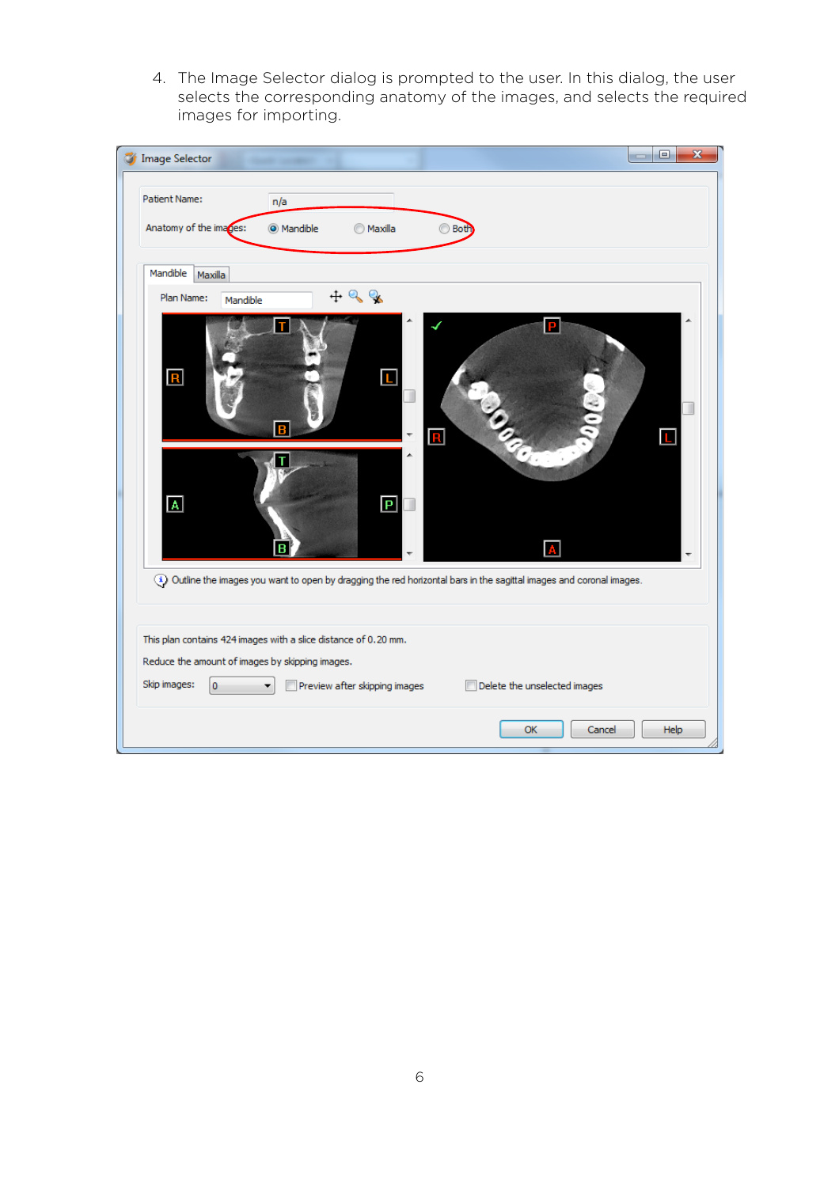4. The Image Selector dialog is prompted to the user. In this dialog, the user selects the corresponding anatomy of the images, and selects the required images for importing.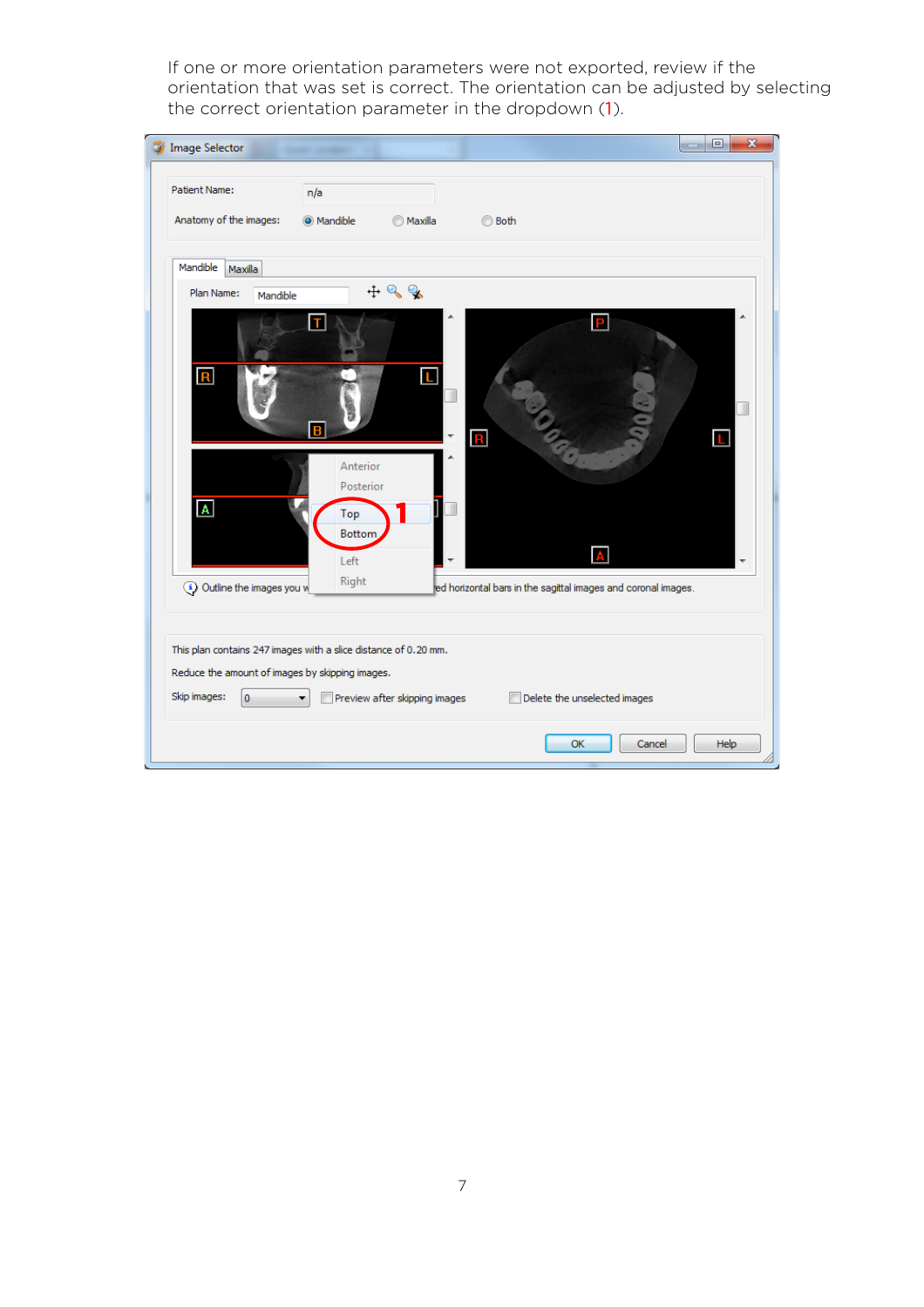If one or more orientation parameters were not exported, review if the orientation that was set is correct. The orientation can be adjusted by selecting the correct orientation parameter in the dropdown (1).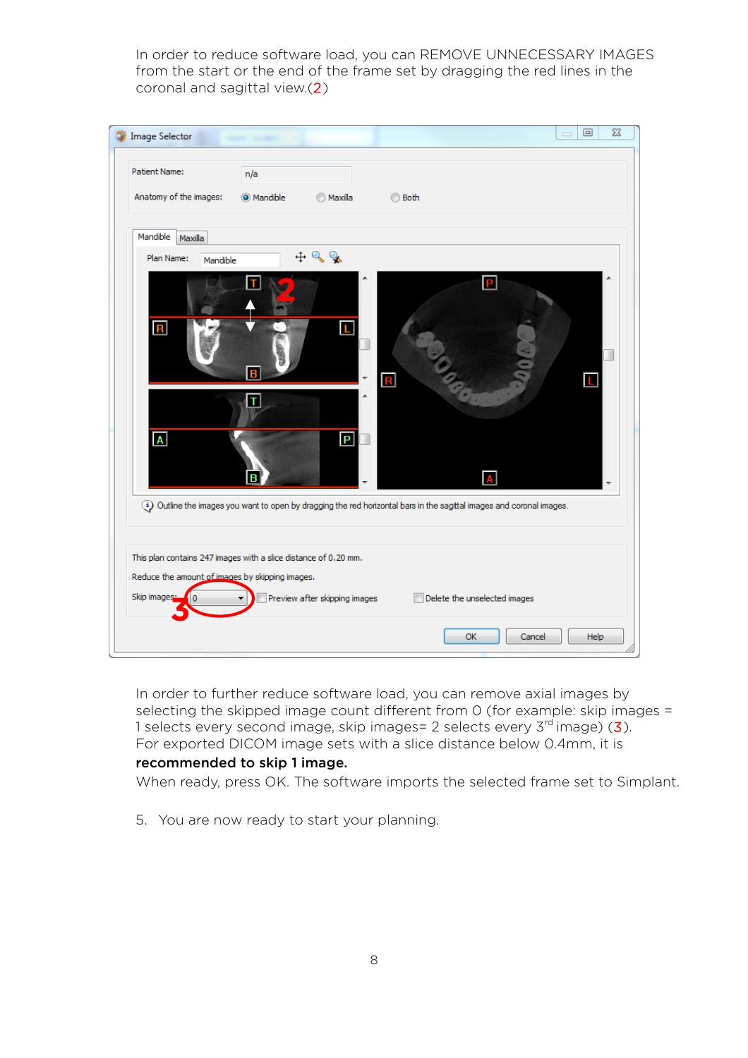In order to reduce software load, you can REMOVE UNNECESSARY IMAGES from the start or the end of the frame set by dragging the red lines in the coronal and sagittal view.(2)

In order to further reduce software load, you can remove axial images by selecting the skipped image count different from 0 (for example: skip images = 1 selects every second image, skip images= 2 selects every 3rd image) (3). For exported DICOM image sets with a slice distance below 0.4mm, it is **recommended to skip 1 image.**

When ready, press OK. The software imports the selected frame set to Simplant.

5. You are now ready to start your planning.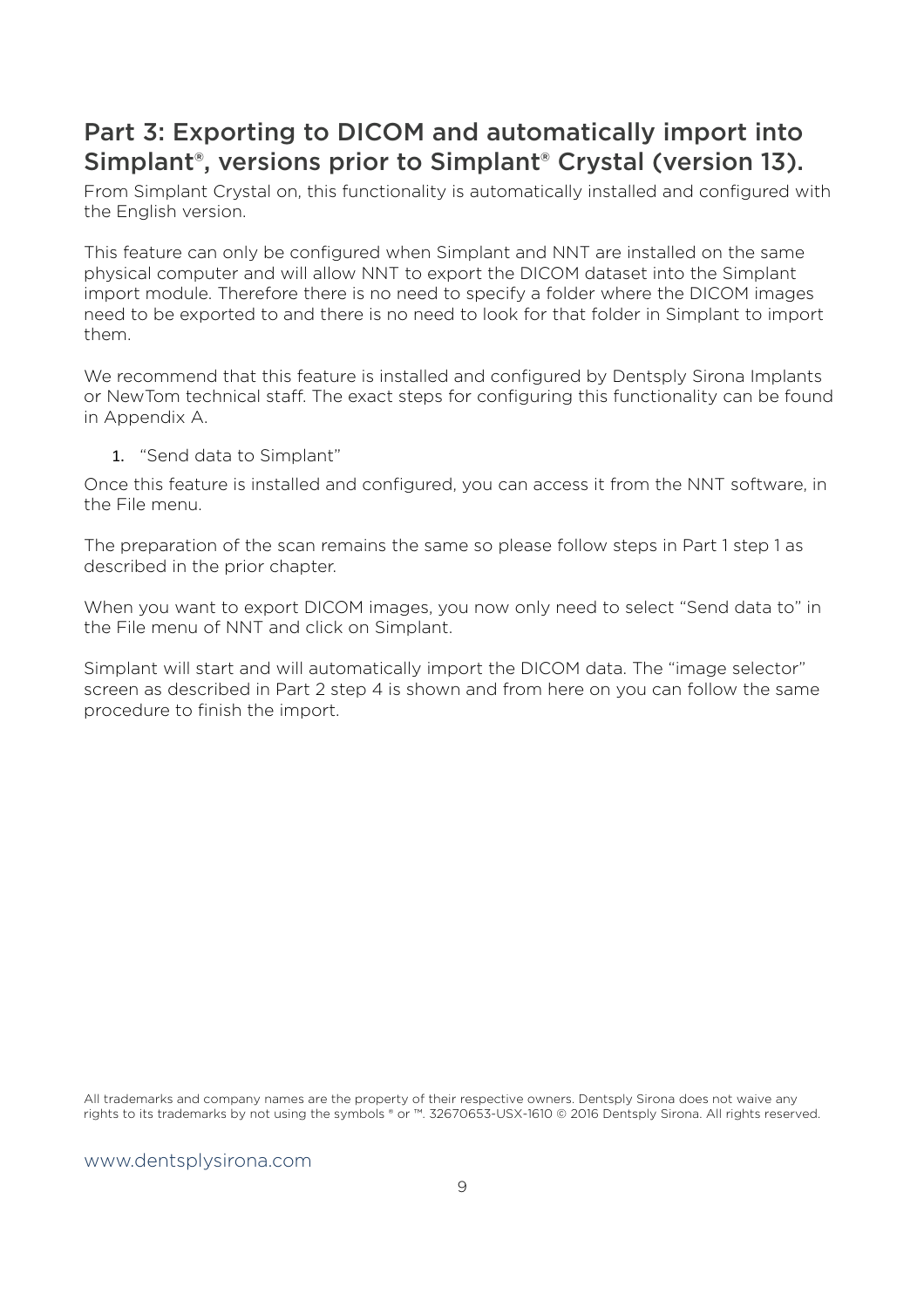## Part 3: Exporting to DICOM and automatically import into Simplant®, versions prior to Simplant® Crystal (version 13).

From Simplant Crystal on, this functionality is automatically installed and configured with the English version.

This feature can only be configured when Simplant and NNT are installed on the same physical computer and will allow NNT to export the DICOM dataset into the Simplant import module. Therefore there is no need to specify a folder where the DICOM images need to be exported to and there is no need to look for that folder in Simplant to import them.

We recommend that this feature is installed and configured by Dentsply Sirona Implants or NewTom technical staff. The exact steps for configuring this functionality can be found in Appendix A.

1. "Send data to Simplant"

Once this feature is installed and configured, you can access it from the NNT software, in the File menu.

The preparation of the scan remains the same so please follow steps in Part 1 step 1 as described in the prior chapter.

When you want to export DICOM images, you now only need to select "Send data to" in the File menu of NNT and click on Simplant.

Simplant will start and will automatically import the DICOM data. The "image selector" screen as described in Part 2 step 4 is shown and from here on you can follow the same procedure to finish the import.

All trademarks and company names are the property of their respective owners. Dentsply Sirona does not waive any rights to its trademarks by not using the symbols ® or ™. 32670653-USX-1610 © 2016 Dentsply Sirona. All rights reserved.

www.dentsplysirona.com